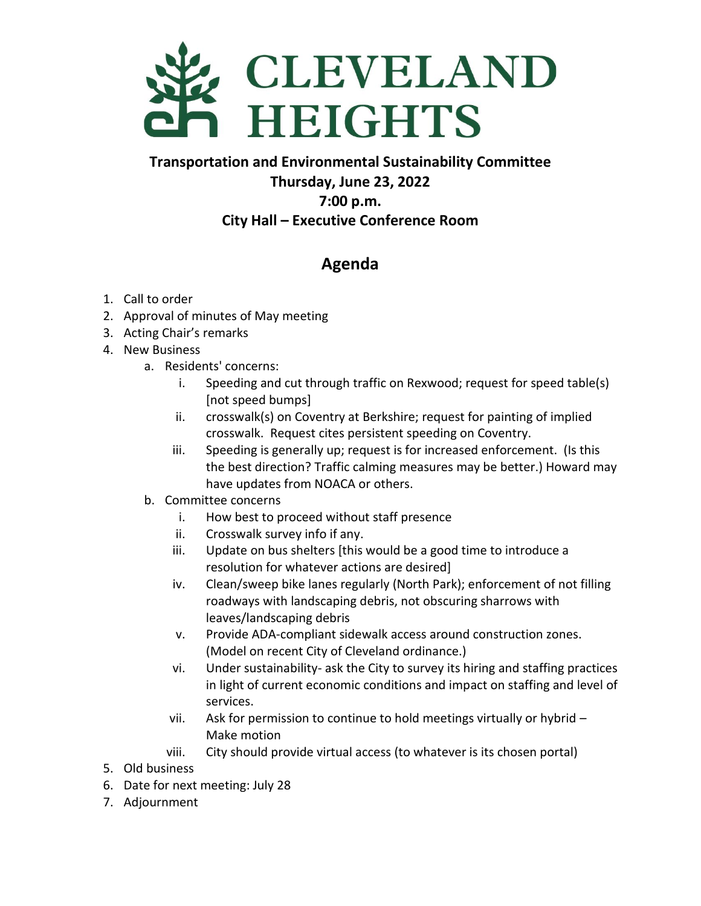# CLEVELAND HEIGHTS

**Transportation and Environmental Sustainability Committee**
**Thursday, June 23, 2022**
**7:00 p.m.**
**City Hall – Executive Conference Room**

## Agenda

1. Call to order
2. Approval of minutes of May meeting
3. Acting Chair's remarks
4. New Business
   a. Residents' concerns:
      i. Speeding and cut through traffic on Rexwood; request for speed table(s) [not speed bumps]
      ii. crosswalk(s) on Coventry at Berkshire; request for painting of implied crosswalk. Request cites persistent speeding on Coventry.
      iii. Speeding is generally up; request is for increased enforcement. (Is this the best direction? Traffic calming measures may be better.) Howard may have updates from NOACA or others.
   b. Committee concerns
      i. How best to proceed without staff presence
      ii. Crosswalk survey info if any.
      iii. Update on bus shelters [this would be a good time to introduce a resolution for whatever actions are desired]
      iv. Clean/sweep bike lanes regularly (North Park); enforcement of not filling roadways with landscaping debris, not obscuring sharrows with leaves/landscaping debris
      v. Provide ADA-compliant sidewalk access around construction zones. (Model on recent City of Cleveland ordinance.)
      vi. Under sustainability- ask the City to survey its hiring and staffing practices in light of current economic conditions and impact on staffing and level of services.
      vii. Ask for permission to continue to hold meetings virtually or hybrid – Make motion
      viii. City should provide virtual access (to whatever is its chosen portal)
5. Old business
6. Date for next meeting: July 28
7. Adjournment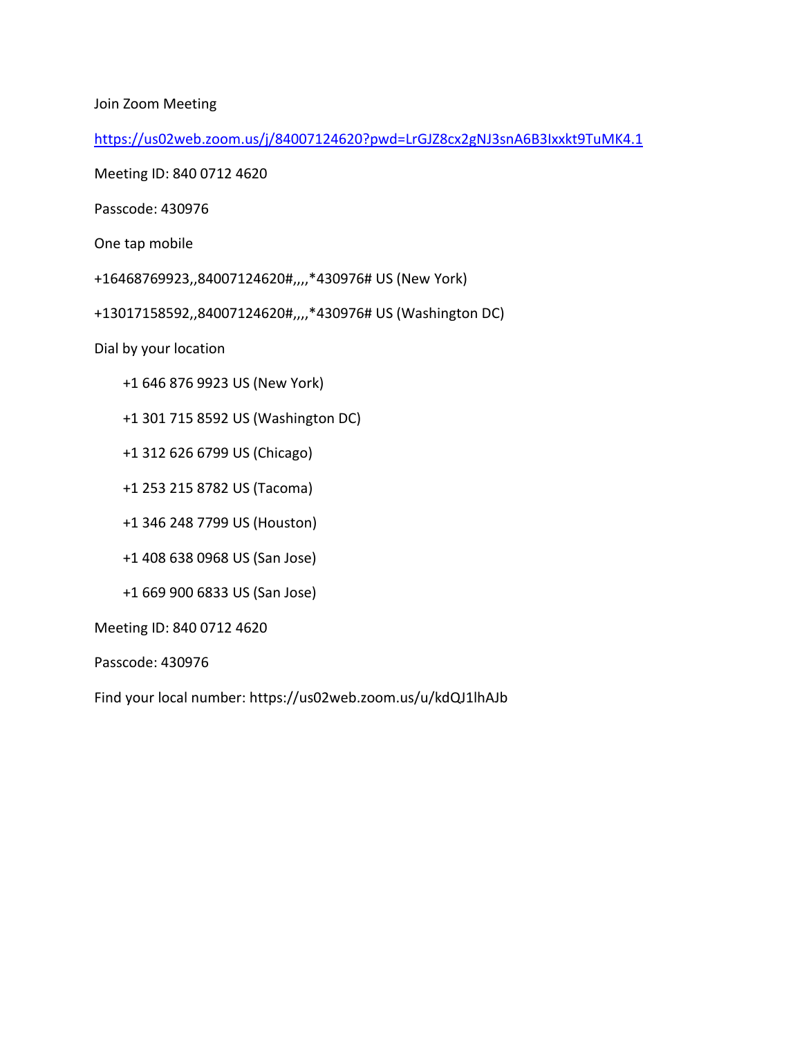Join Zoom Meeting

https://us02web.zoom.us/j/84007124620?pwd=LrGJZ8cx2gNJ3snA6B3Ixxkt9TuMK4.1

Meeting ID: 840 0712 4620

Passcode: 430976

One tap mobile

+16468769923,,84007124620#,,,,*430976# US (New York)

+13017158592,,84007124620#,,,,*430976# US (Washington DC)

Dial by your location

+1 646 876 9923 US (New York)

+1 301 715 8592 US (Washington DC)

+1 312 626 6799 US (Chicago)

+1 253 215 8782 US (Tacoma)

+1 346 248 7799 US (Houston)

+1 408 638 0968 US (San Jose)

+1 669 900 6833 US (San Jose)

Meeting ID: 840 0712 4620

Passcode: 430976

Find your local number: https://us02web.zoom.us/u/kdQJ1lhAJb